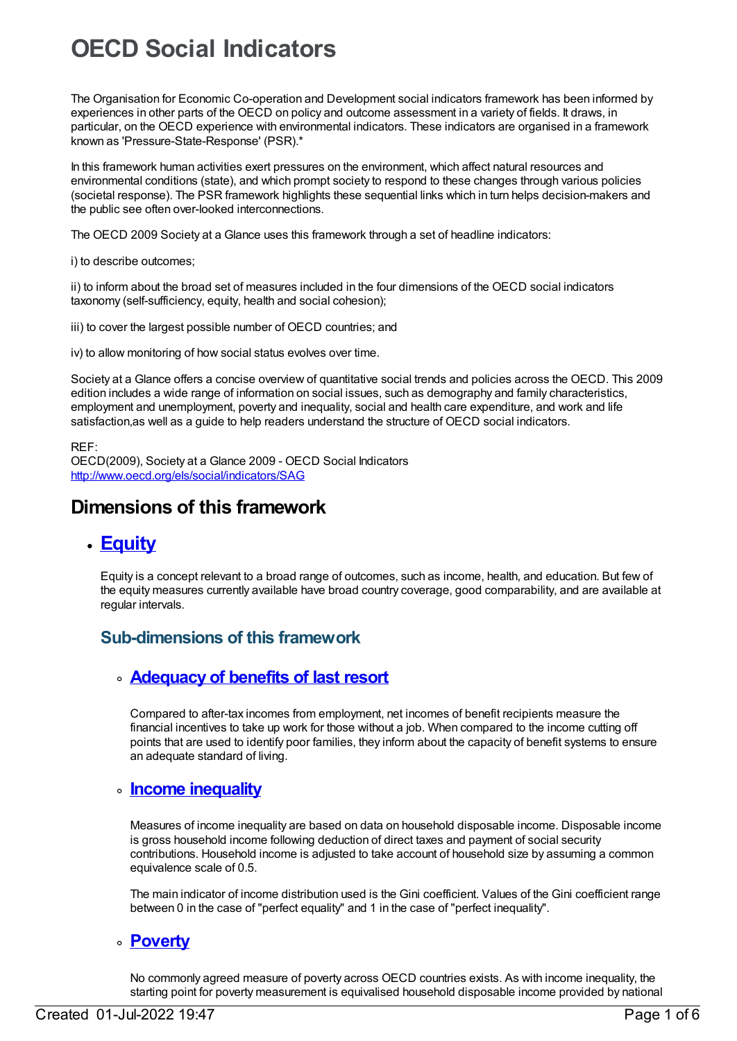# OECD Social Indicators

The Organisation for Economic Co-operation and Development social indicators framework has been informed by experiences in other parts of the OECD on policy and outcome assessment in a variety of fields. It draws, in particular, on the OECD experience with environmental indicators. These indicators are organised in a framework known as 'Pressure-State-Response' (PSR).*

In this framework human activities exert pressures on the environment, which affect natural resources and environmental conditions (state), and which prompt society to respond to these changes through various policies (societal response). The PSR framework highlights these sequential links which in turn helps decision-makers and the public see often over-looked interconnections.

The OECD 2009 Society at a Glance uses this framework through a set of headline indicators:

i) to describe outcomes;

ii) to inform about the broad set of measures included in the four dimensions of the OECD social indicators taxonomy (self-sufficiency, equity, health and social cohesion);

iii) to cover the largest possible number of OECD countries; and

iv) to allow monitoring of how social status evolves over time.

Society at a Glance offers a concise overview of quantitative social trends and policies across the OECD. This 2009 edition includes a wide range of information on social issues, such as demography and family characteristics, employment and unemployment, poverty and inequality, social and health care expenditure, and work and life satisfaction,as well as a guide to help readers understand the structure of OECD social indicators.

REF:
OECD(2009), Society at a Glance 2009 - OECD Social Indicators
http://www.oecd.org/els/social/indicators/SAG

## Dimensions of this framework

- ## Equity

  Equity is a concept relevant to a broad range of outcomes, such as income, health, and education. But few of the equity measures currently available have broad country coverage, good comparability, and are available at regular intervals.

  ### Sub-dimensions of this framework

  - ### Adequacy of benefits of last resort

    Compared to after-tax incomes from employment, net incomes of benefit recipients measure the financial incentives to take up work for those without a job. When compared to the income cutting off points that are used to identify poor families, they inform about the capacity of benefit systems to ensure an adequate standard of living.

  - ### Income inequality

    Measures of income inequality are based on data on household disposable income. Disposable income is gross household income following deduction of direct taxes and payment of social security contributions. Household income is adjusted to take account of household size by assuming a common equivalence scale of 0.5.

    The main indicator of income distribution used is the Gini coefficient. Values of the Gini coefficient range between 0 in the case of "perfect equality" and 1 in the case of "perfect inequality".

  - ### Poverty

    No commonly agreed measure of poverty across OECD countries exists. As with income inequality, the starting point for poverty measurement is equivalised household disposable income provided by national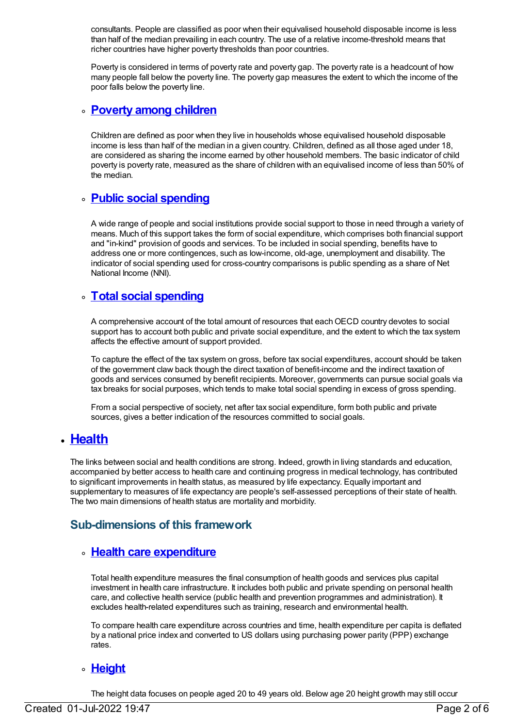consultants. People are classified as poor when their equivalised household disposable income is less than half of the median prevailing in each country. The use of a relative income-threshold means that richer countries have higher poverty thresholds than poor countries.

Poverty is considered in terms of poverty rate and poverty gap. The poverty rate is a headcount of how many people fall below the poverty line. The poverty gap measures the extent to which the income of the poor falls below the poverty line.

- ### Poverty among children

  Children are defined as poor when they live in households whose equivalised household disposable income is less than half of the median in a given country. Children, defined as all those aged under 18, are considered as sharing the income earned by other household members. The basic indicator of child poverty is poverty rate, measured as the share of children with an equivalised income of less than 50% of the median.

- ### Public social spending

  A wide range of people and social institutions provide social support to those in need through a variety of means. Much of this support takes the form of social expenditure, which comprises both financial support and "in-kind" provision of goods and services. To be included in social spending, benefits have to address one or more contingences, such as low-income, old-age, unemployment and disability. The indicator of social spending used for cross-country comparisons is public spending as a share of Net National Income (NNI).

- ### Total social spending

  A comprehensive account of the total amount of resources that each OECD country devotes to social support has to account both public and private social expenditure, and the extent to which the tax system affects the effective amount of support provided.

  To capture the effect of the tax system on gross, before tax social expenditures, account should be taken of the government claw back though the direct taxation of benefit-income and the indirect taxation of goods and services consumed by benefit recipients. Moreover, governments can pursue social goals via tax breaks for social purposes, which tends to make total social spending in excess of gross spending.

  From a social perspective of society, net after tax social expenditure, form both public and private sources, gives a better indication of the resources committed to social goals.

## Health

The links between social and health conditions are strong. Indeed, growth in living standards and education, accompanied by better access to health care and continuing progress in medical technology, has contributed to significant improvements in health status, as measured by life expectancy. Equally important and supplementary to measures of life expectancy are people's self-assessed perceptions of their state of health. The two main dimensions of health status are mortality and morbidity.

### Sub-dimensions of this framework

- ### Health care expenditure

  Total health expenditure measures the final consumption of health goods and services plus capital investment in health care infrastructure. It includes both public and private spending on personal health care, and collective health service (public health and prevention programmes and administration). It excludes health-related expenditures such as training, research and environmental health.

  To compare health care expenditure across countries and time, health expenditure per capita is deflated by a national price index and converted to US dollars using purchasing power parity (PPP) exchange rates.

- ### Height

  The height data focuses on people aged 20 to 49 years old. Below age 20 height growth may still occur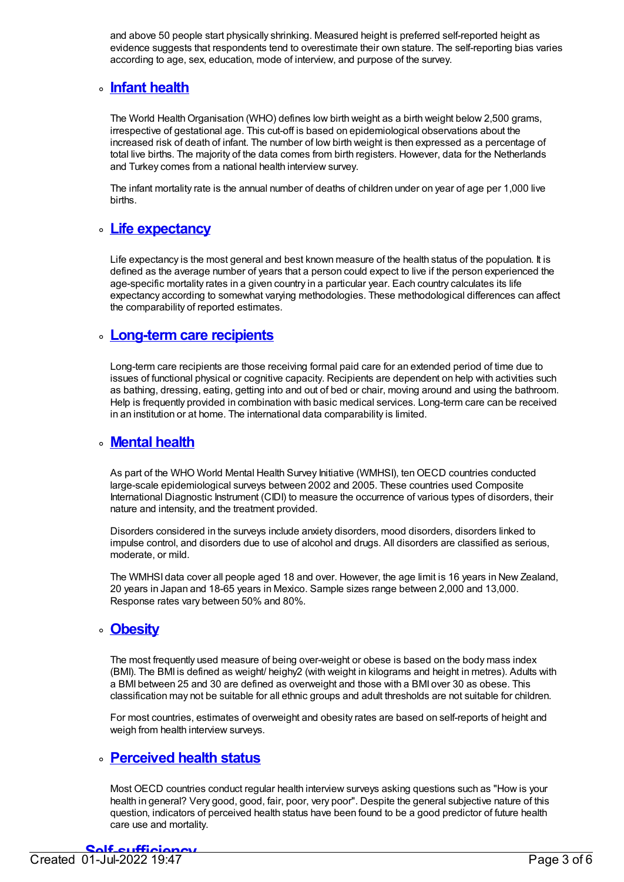and above 50 people start physically shrinking. Measured height is preferred self-reported height as evidence suggests that respondents tend to overestimate their own stature. The self-reporting bias varies according to age, sex, education, mode of interview, and purpose of the survey.

- **Infant health**

  The World Health Organisation (WHO) defines low birth weight as a birth weight below 2,500 grams, irrespective of gestational age. This cut-off is based on epidemiological observations about the increased risk of death of infant. The number of low birth weight is then expressed as a percentage of total live births. The majority of the data comes from birth registers. However, data for the Netherlands and Turkey comes from a national health interview survey.

  The infant mortality rate is the annual number of deaths of children under on year of age per 1,000 live births.

- **Life expectancy**

  Life expectancy is the most general and best known measure of the health status of the population. It is defined as the average number of years that a person could expect to live if the person experienced the age-specific mortality rates in a given country in a particular year. Each country calculates its life expectancy according to somewhat varying methodologies. These methodological differences can affect the comparability of reported estimates.

- **Long-term care recipients**

  Long-term care recipients are those receiving formal paid care for an extended period of time due to issues of functional physical or cognitive capacity. Recipients are dependent on help with activities such as bathing, dressing, eating, getting into and out of bed or chair, moving around and using the bathroom. Help is frequently provided in combination with basic medical services. Long-term care can be received in an institution or at home. The international data comparability is limited.

- **Mental health**

  As part of the WHO World Mental Health Survey Initiative (WMHSI), ten OECD countries conducted large-scale epidemiological surveys between 2002 and 2005. These countries used Composite International Diagnostic Instrument (CIDI) to measure the occurrence of various types of disorders, their nature and intensity, and the treatment provided.

  Disorders considered in the surveys include anxiety disorders, mood disorders, disorders linked to impulse control, and disorders due to use of alcohol and drugs. All disorders are classified as serious, moderate, or mild.

  The WMHSI data cover all people aged 18 and over. However, the age limit is 16 years in New Zealand, 20 years in Japan and 18-65 years in Mexico. Sample sizes range between 2,000 and 13,000. Response rates vary between 50% and 80%.

- **Obesity**

  The most frequently used measure of being over-weight or obese is based on the body mass index (BMI). The BMI is defined as weight/ heighy2 (with weight in kilograms and height in metres). Adults with a BMI between 25 and 30 are defined as overweight and those with a BMI over 30 as obese. This classification may not be suitable for all ethnic groups and adult thresholds are not suitable for children.

  For most countries, estimates of overweight and obesity rates are based on self-reports of height and weigh from health interview surveys.

- **Perceived health status**

  Most OECD countries conduct regular health interview surveys asking questions such as "How is your health in general? Very good, good, fair, poor, very poor". Despite the general subjective nature of this question, indicators of perceived health status have been found to be a good predictor of future health care use and mortality.

- **Self-sufficiency**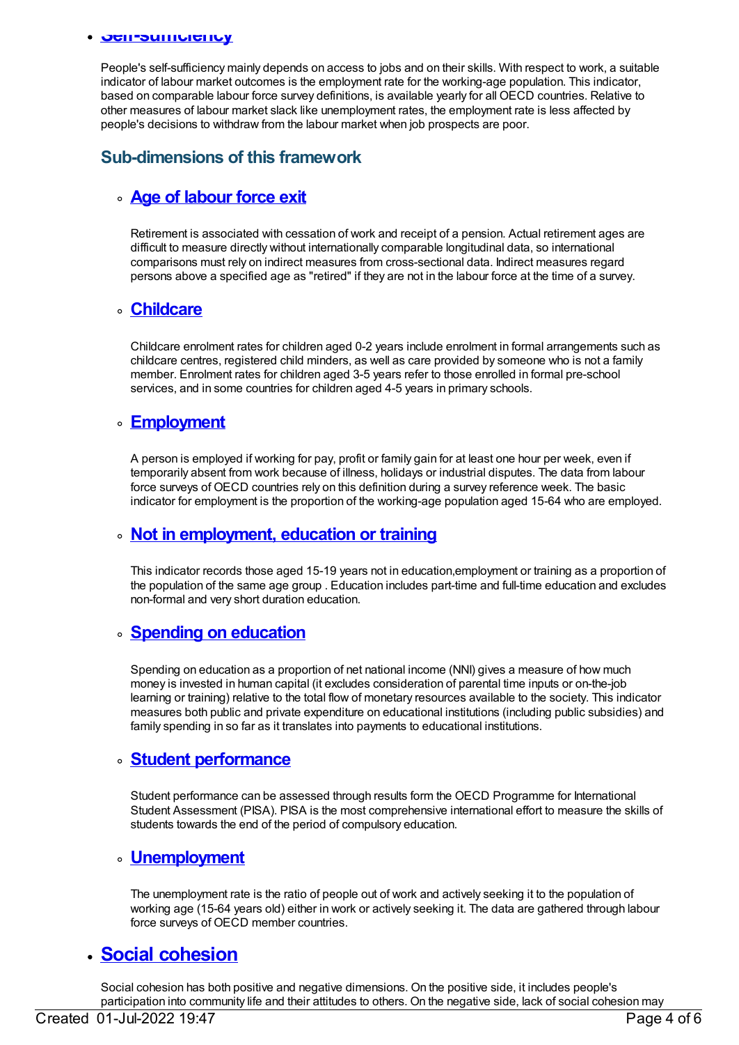- **Self-sufficiency**

  People's self-sufficiency mainly depends on access to jobs and on their skills. With respect to work, a suitable indicator of labour market outcomes is the employment rate for the working-age population. This indicator, based on comparable labour force survey definitions, is available yearly for all OECD countries. Relative to other measures of labour market slack like unemployment rates, the employment rate is less affected by people's decisions to withdraw from the labour market when job prospects are poor.

  ## Sub-dimensions of this framework

  - **Age of labour force exit**

    Retirement is associated with cessation of work and receipt of a pension. Actual retirement ages are difficult to measure directly without internationally comparable longitudinal data, so international comparisons must rely on indirect measures from cross-sectional data. Indirect measures regard persons above a specified age as "retired" if they are not in the labour force at the time of a survey.

  - **Childcare**

    Childcare enrolment rates for children aged 0-2 years include enrolment in formal arrangements such as childcare centres, registered child minders, as well as care provided by someone who is not a family member. Enrolment rates for children aged 3-5 years refer to those enrolled in formal pre-school services, and in some countries for children aged 4-5 years in primary schools.

  - **Employment**

    A person is employed if working for pay, profit or family gain for at least one hour per week, even if temporarily absent from work because of illness, holidays or industrial disputes. The data from labour force surveys of OECD countries rely on this definition during a survey reference week. The basic indicator for employment is the proportion of the working-age population aged 15-64 who are employed.

  - **Not in employment, education or training**

    This indicator records those aged 15-19 years not in education,employment or training as a proportion of the population of the same age group . Education includes part-time and full-time education and excludes non-formal and very short duration education.

  - **Spending on education**

    Spending on education as a proportion of net national income (NNI) gives a measure of how much money is invested in human capital (it excludes consideration of parental time inputs or on-the-job learning or training) relative to the total flow of monetary resources available to the society. This indicator measures both public and private expenditure on educational institutions (including public subsidies) and family spending in so far as it translates into payments to educational institutions.

  - **Student performance**

    Student performance can be assessed through results form the OECD Programme for International Student Assessment (PISA). PISA is the most comprehensive international effort to measure the skills of students towards the end of the period of compulsory education.

  - **Unemployment**

    The unemployment rate is the ratio of people out of work and actively seeking it to the population of working age (15-64 years old) either in work or actively seeking it. The data are gathered through labour force surveys of OECD member countries.

- **Social cohesion**

  Social cohesion has both positive and negative dimensions. On the positive side, it includes people's participation into community life and their attitudes to others. On the negative side, lack of social cohesion may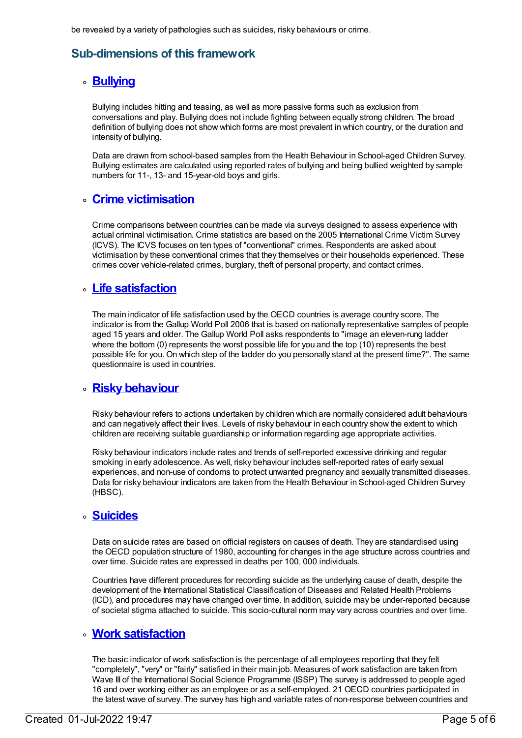be revealed by a variety of pathologies such as suicides, risky behaviours or crime.

## Sub-dimensions of this framework

- ### [Bullying]

  Bullying includes hitting and teasing, as well as more passive forms such as exclusion from conversations and play. Bullying does not include fighting between equally strong children. The broad definition of bullying does not show which forms are most prevalent in which country, or the duration and intensity of bullying.

  Data are drawn from school-based samples from the Health Behaviour in School-aged Children Survey. Bullying estimates are calculated using reported rates of bullying and being bullied weighted by sample numbers for 11-, 13- and 15-year-old boys and girls.

- ### [Crime victimisation]

  Crime comparisons between countries can be made via surveys designed to assess experience with actual criminal victimisation. Crime statistics are based on the 2005 International Crime Victim Survey (ICVS). The ICVS focuses on ten types of "conventional" crimes. Respondents are asked about victimisation by these conventional crimes that they themselves or their households experienced. These crimes cover vehicle-related crimes, burglary, theft of personal property, and contact crimes.

- ### [Life satisfaction]

  The main indicator of life satisfaction used by the OECD countries is average country score. The indicator is from the Gallup World Poll 2006 that is based on nationally representative samples of people aged 15 years and older. The Gallup World Poll asks respondents to "image an eleven-rung ladder where the bottom (0) represents the worst possible life for you and the top (10) represents the best possible life for you. On which step of the ladder do you personally stand at the present time?". The same questionnaire is used in countries.

- ### [Risky behaviour]

  Risky behaviour refers to actions undertaken by children which are normally considered adult behaviours and can negatively affect their lives. Levels of risky behaviour in each country show the extent to which children are receiving suitable guardianship or information regarding age appropriate activities.

  Risky behaviour indicators include rates and trends of self-reported excessive drinking and regular smoking in early adolescence. As well, risky behaviour includes self-reported rates of early sexual experiences, and non-use of condoms to protect unwanted pregnancy and sexually transmitted diseases. Data for risky behaviour indicators are taken from the Health Behaviour in School-aged Children Survey (HBSC).

- ### [Suicides]

  Data on suicide rates are based on official registers on causes of death. They are standardised using the OECD population structure of 1980, accounting for changes in the age structure across countries and over time. Suicide rates are expressed in deaths per 100, 000 individuals.

  Countries have different procedures for recording suicide as the underlying cause of death, despite the development of the International Statistical Classification of Diseases and Related Health Problems (ICD), and procedures may have changed over time. In addition, suicide may be under-reported because of societal stigma attached to suicide. This socio-cultural norm may vary across countries and over time.

- ### [Work satisfaction]

  The basic indicator of work satisfaction is the percentage of all employees reporting that they felt "completely", "very" or "fairly" satisfied in their main job. Measures of work satisfaction are taken from Wave III of the International Social Science Programme (ISSP) The survey is addressed to people aged 16 and over working either as an employee or as a self-employed. 21 OECD countries participated in the latest wave of survey. The survey has high and variable rates of non-response between countries and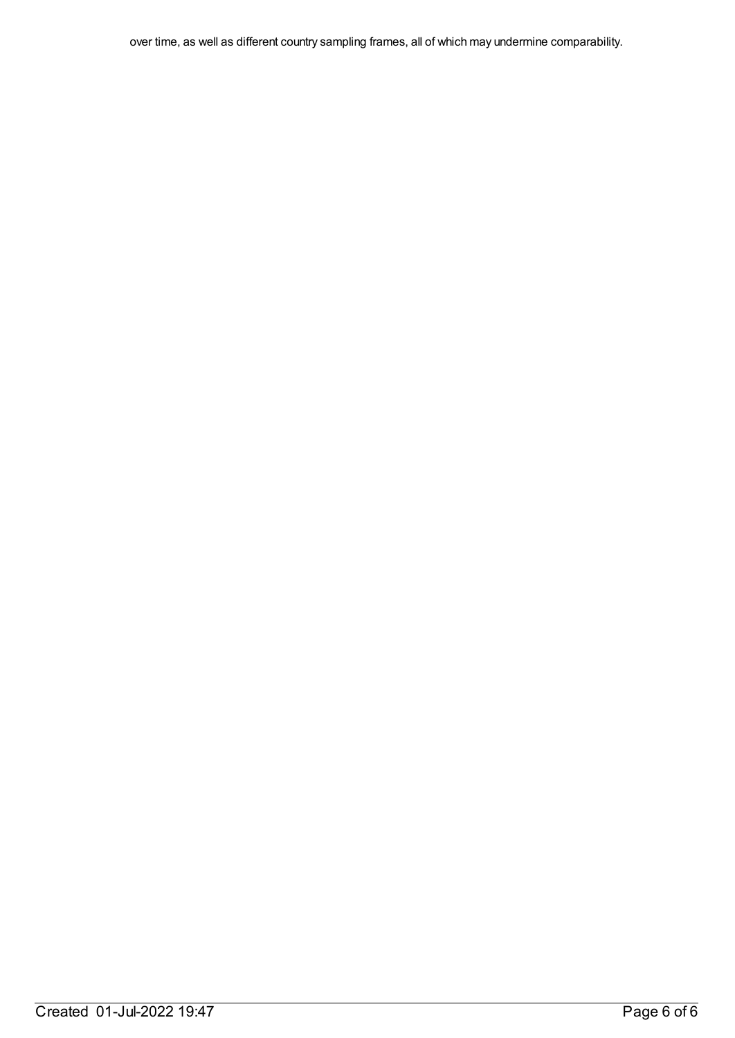over time, as well as different country sampling frames, all of which may undermine comparability.